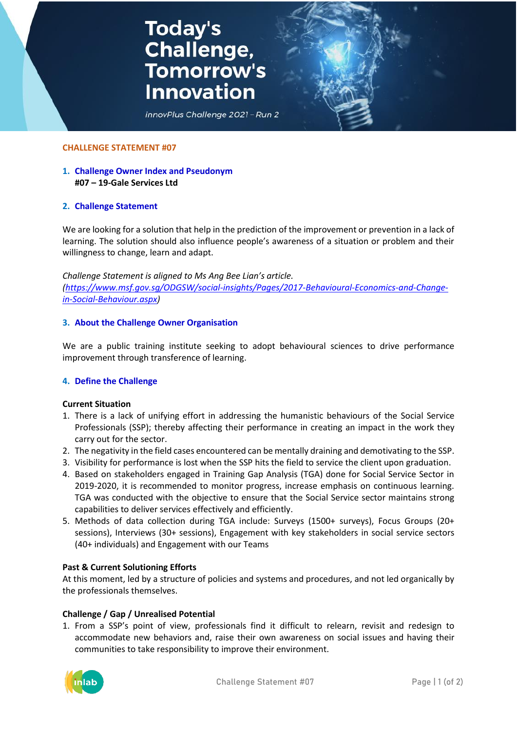# Today's Challenge, Tomorrow's Innovation

*innovPlus Challenge 2021 – Run 2*

**CHALLENGE STATEMENT #07**

## 1. Challenge Owner Index and Pseudonym

**#07 – 19-Gale Services Ltd**

## 2. Challenge Statement

We are looking for a solution that help in the prediction of the improvement or prevention in a lack of learning. The solution should also influence people's awareness of a situation or problem and their willingness to change, learn and adapt.

*Challenge Statement is aligned to Ms Ang Bee Lian's article.*
*([https://www.msf.gov.sg/ODGSW/social-insights/Pages/2017-Behavioural-Economics-and-Change-in-Social-Behaviour.aspx](https://www.msf.gov.sg/ODGSW/social-insights/Pages/2017-Behavioural-Economics-and-Change-in-Social-Behaviour.aspx))*

## 3. About the Challenge Owner Organisation

We are a public training institute seeking to adopt behavioural sciences to drive performance improvement through transference of learning.

## 4. Define the Challenge

**Current Situation**

1. There is a lack of unifying effort in addressing the humanistic behaviours of the Social Service Professionals (SSP); thereby affecting their performance in creating an impact in the work they carry out for the sector.
2. The negativity in the field cases encountered can be mentally draining and demotivating to the SSP.
3. Visibility for performance is lost when the SSP hits the field to service the client upon graduation.
4. Based on stakeholders engaged in Training Gap Analysis (TGA) done for Social Service Sector in 2019-2020, it is recommended to monitor progress, increase emphasis on continuous learning. TGA was conducted with the objective to ensure that the Social Service sector maintains strong capabilities to deliver services effectively and efficiently.
5. Methods of data collection during TGA include: Surveys (1500+ surveys), Focus Groups (20+ sessions), Interviews (30+ sessions), Engagement with key stakeholders in social service sectors (40+ individuals) and Engagement with our Teams

**Past & Current Solutioning Efforts**

At this moment, led by a structure of policies and systems and procedures, and not led organically by the professionals themselves.

**Challenge / Gap / Unrealised Potential**

1. From a SSP's point of view, professionals find it difficult to relearn, revisit and redesign to accommodate new behaviors and, raise their own awareness on social issues and having their communities to take responsibility to improve their environment.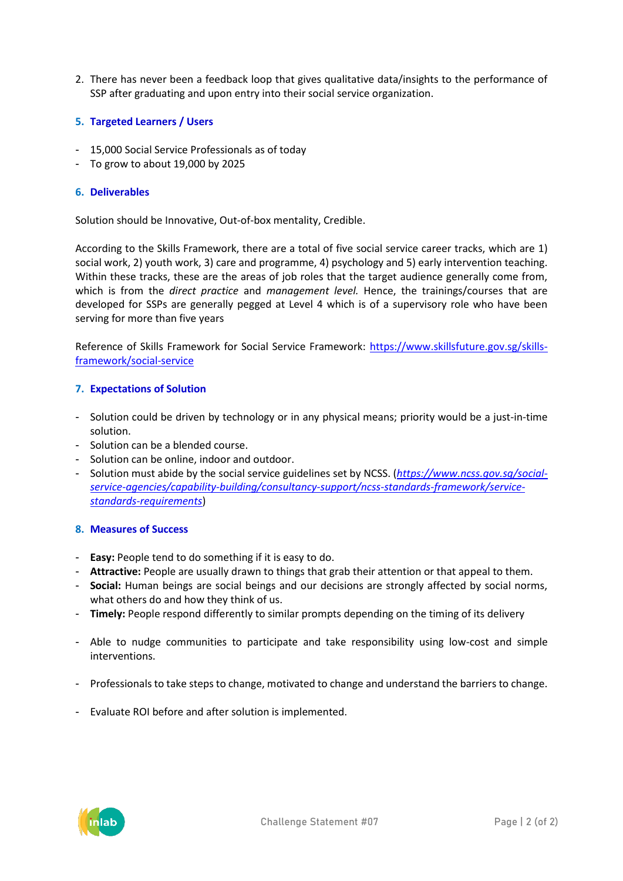2. There has never been a feedback loop that gives qualitative data/insights to the performance of SSP after graduating and upon entry into their social service organization.

## 5. Targeted Learners / Users

- 15,000 Social Service Professionals as of today
- To grow to about 19,000 by 2025

## 6. Deliverables

Solution should be Innovative, Out-of-box mentality, Credible.

According to the Skills Framework, there are a total of five social service career tracks, which are 1) social work, 2) youth work, 3) care and programme, 4) psychology and 5) early intervention teaching. Within these tracks, these are the areas of job roles that the target audience generally come from, which is from the *direct practice* and *management level.* Hence, the trainings/courses that are developed for SSPs are generally pegged at Level 4 which is of a supervisory role who have been serving for more than five years

Reference of Skills Framework for Social Service Framework: [https://www.skillsfuture.gov.sg/skills-framework/social-service](https://www.skillsfuture.gov.sg/skills-framework/social-service)

## 7. Expectations of Solution

- Solution could be driven by technology or in any physical means; priority would be a just-in-time solution.
- Solution can be a blended course.
- Solution can be online, indoor and outdoor.
- Solution must abide by the social service guidelines set by NCSS. (*[https://www.ncss.gov.sg/social-service-agencies/capability-building/consultancy-support/ncss-standards-framework/service-standards-requirements](https://www.ncss.gov.sg/social-service-agencies/capability-building/consultancy-support/ncss-standards-framework/service-standards-requirements)*)

## 8. Measures of Success

- **Easy:** People tend to do something if it is easy to do.
- **Attractive:** People are usually drawn to things that grab their attention or that appeal to them.
- **Social:** Human beings are social beings and our decisions are strongly affected by social norms, what others do and how they think of us.
- **Timely:** People respond differently to similar prompts depending on the timing of its delivery

- Able to nudge communities to participate and take responsibility using low-cost and simple interventions.

- Professionals to take steps to change, motivated to change and understand the barriers to change.

- Evaluate ROI before and after solution is implemented.